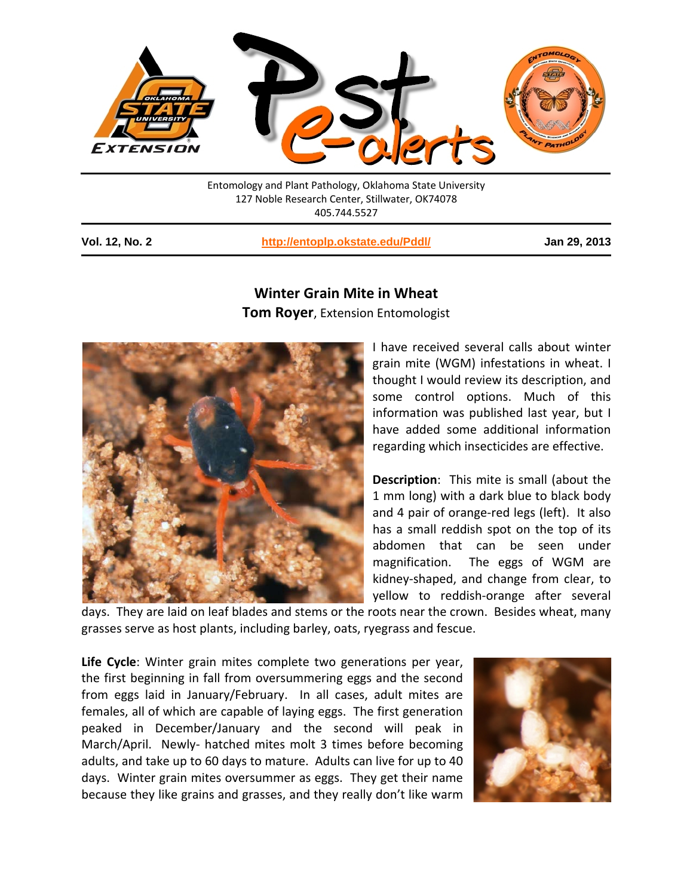Entomology and Plant Pathology, Oklahoma State University
127 Noble Research Center, Stillwater, OK74078
405.744.5527

**Vol. 12, No. 2** http://entoplp.okstate.edu/Pddl/ **Jan 29, 2013**

## Winter Grain Mite in Wheat

**Tom Royer**, Extension Entomologist

I have received several calls about winter grain mite (WGM) infestations in wheat. I thought I would review its description, and some control options. Much of this information was published last year, but I have added some additional information regarding which insecticides are effective.

**Description**: This mite is small (about the 1 mm long) with a dark blue to black body and 4 pair of orange-red legs (left). It also has a small reddish spot on the top of its abdomen that can be seen under magnification. The eggs of WGM are kidney-shaped, and change from clear, to yellow to reddish-orange after several days. They are laid on leaf blades and stems or the roots near the crown. Besides wheat, many grasses serve as host plants, including barley, oats, ryegrass and fescue.

**Life Cycle**: Winter grain mites complete two generations per year, the first beginning in fall from oversummering eggs and the second from eggs laid in January/February. In all cases, adult mites are females, all of which are capable of laying eggs. The first generation peaked in December/January and the second will peak in March/April. Newly- hatched mites molt 3 times before becoming adults, and take up to 60 days to mature. Adults can live for up to 40 days. Winter grain mites oversummer as eggs. They get their name because they like grains and grasses, and they really don't like warm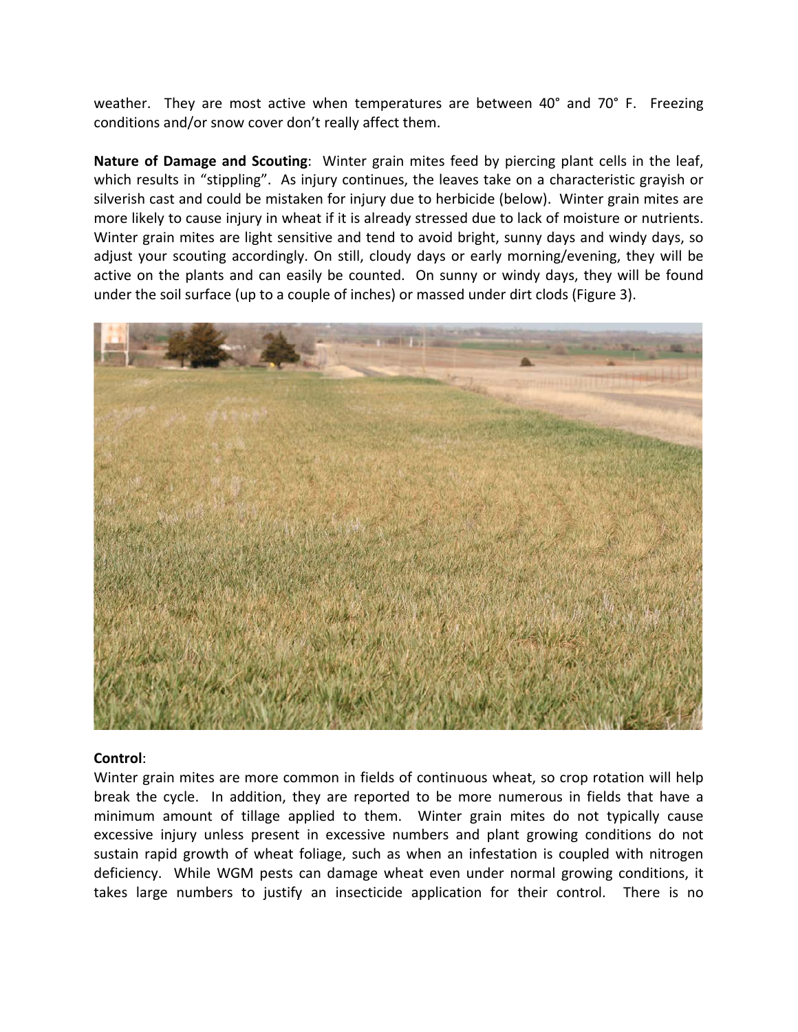weather. They are most active when temperatures are between 40° and 70° F. Freezing conditions and/or snow cover don't really affect them.

**Nature of Damage and Scouting**: Winter grain mites feed by piercing plant cells in the leaf, which results in "stippling". As injury continues, the leaves take on a characteristic grayish or silverish cast and could be mistaken for injury due to herbicide (below). Winter grain mites are more likely to cause injury in wheat if it is already stressed due to lack of moisture or nutrients. Winter grain mites are light sensitive and tend to avoid bright, sunny days and windy days, so adjust your scouting accordingly. On still, cloudy days or early morning/evening, they will be active on the plants and can easily be counted. On sunny or windy days, they will be found under the soil surface (up to a couple of inches) or massed under dirt clods (Figure 3).

**Control**:

Winter grain mites are more common in fields of continuous wheat, so crop rotation will help break the cycle. In addition, they are reported to be more numerous in fields that have a minimum amount of tillage applied to them. Winter grain mites do not typically cause excessive injury unless present in excessive numbers and plant growing conditions do not sustain rapid growth of wheat foliage, such as when an infestation is coupled with nitrogen deficiency. While WGM pests can damage wheat even under normal growing conditions, it takes large numbers to justify an insecticide application for their control. There is no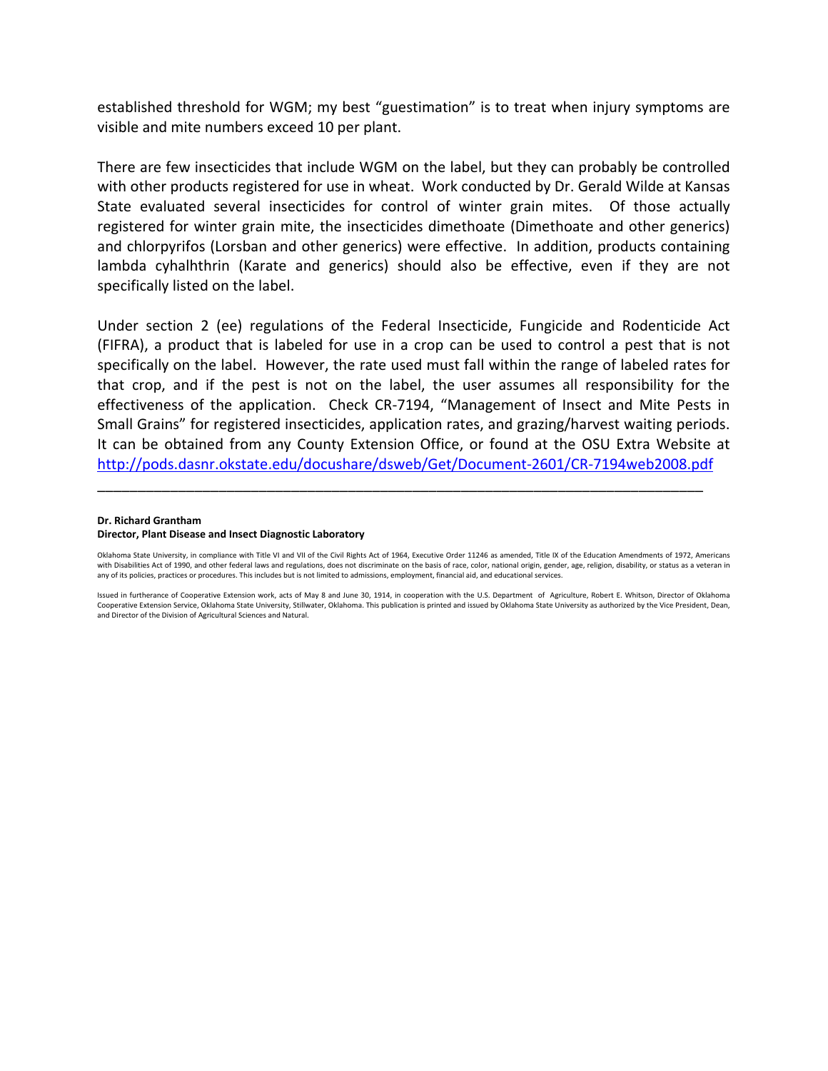established threshold for WGM; my best "guestimation" is to treat when injury symptoms are visible and mite numbers exceed 10 per plant.

There are few insecticides that include WGM on the label, but they can probably be controlled with other products registered for use in wheat. Work conducted by Dr. Gerald Wilde at Kansas State evaluated several insecticides for control of winter grain mites. Of those actually registered for winter grain mite, the insecticides dimethoate (Dimethoate and other generics) and chlorpyrifos (Lorsban and other generics) were effective. In addition, products containing lambda cyhalhthrin (Karate and generics) should also be effective, even if they are not specifically listed on the label.

Under section 2 (ee) regulations of the Federal Insecticide, Fungicide and Rodenticide Act (FIFRA), a product that is labeled for use in a crop can be used to control a pest that is not specifically on the label. However, the rate used must fall within the range of labeled rates for that crop, and if the pest is not on the label, the user assumes all responsibility for the effectiveness of the application. Check CR-7194, "Management of Insect and Mite Pests in Small Grains" for registered insecticides, application rates, and grazing/harvest waiting periods. It can be obtained from any County Extension Office, or found at the OSU Extra Website at http://pods.dasnr.okstate.edu/docushare/dsweb/Get/Document-2601/CR-7194web2008.pdf

---

**Dr. Richard Grantham**
**Director, Plant Disease and Insect Diagnostic Laboratory**

Oklahoma State University, in compliance with Title VI and VII of the Civil Rights Act of 1964, Executive Order 11246 as amended, Title IX of the Education Amendments of 1972, Americans with Disabilities Act of 1990, and other federal laws and regulations, does not discriminate on the basis of race, color, national origin, gender, age, religion, disability, or status as a veteran in any of its policies, practices or procedures. This includes but is not limited to admissions, employment, financial aid, and educational services.

Issued in furtherance of Cooperative Extension work, acts of May 8 and June 30, 1914, in cooperation with the U.S. Department of Agriculture, Robert E. Whitson, Director of Oklahoma Cooperative Extension Service, Oklahoma State University, Stillwater, Oklahoma. This publication is printed and issued by Oklahoma State University as authorized by the Vice President, Dean, and Director of the Division of Agricultural Sciences and Natural.